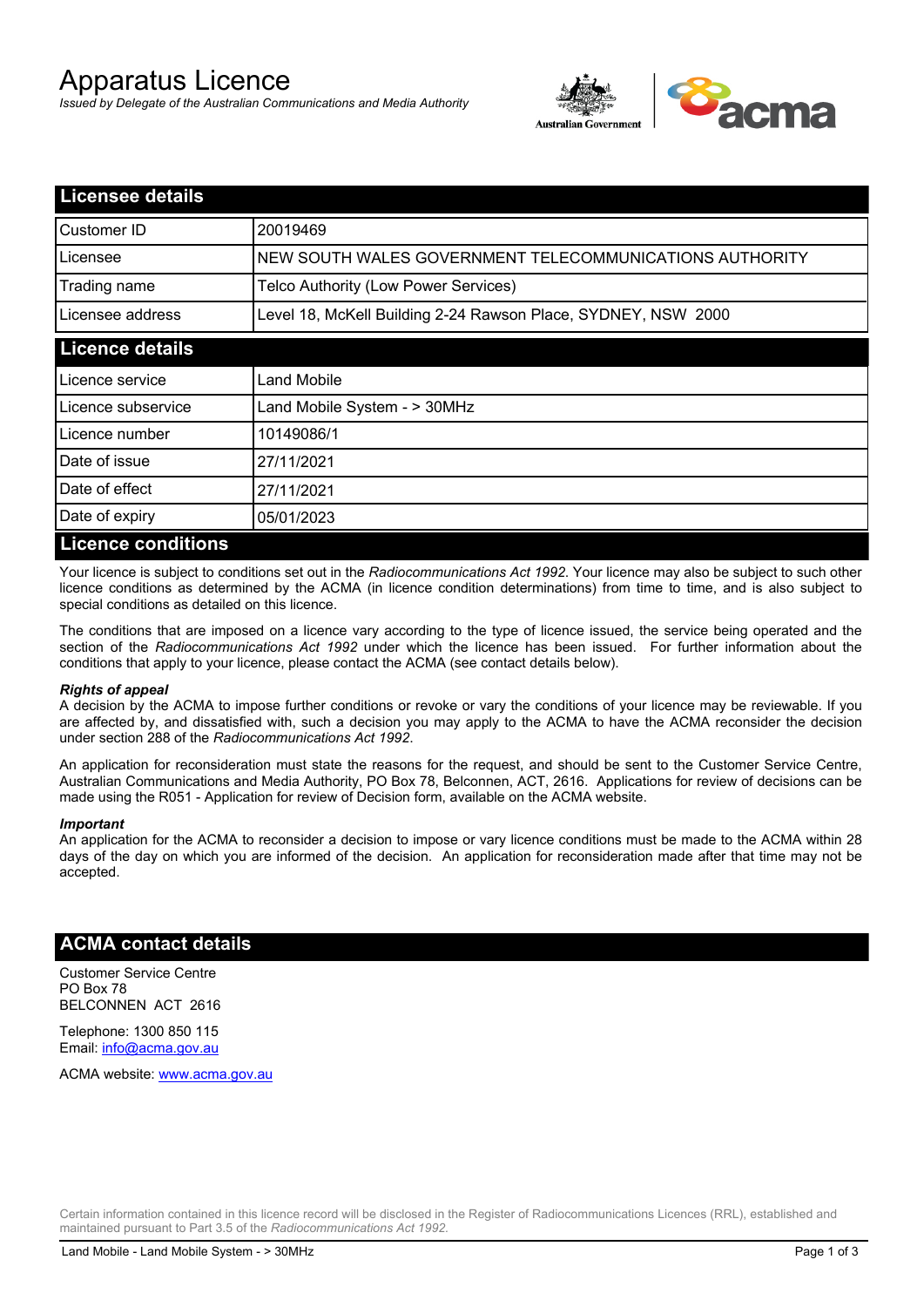# Apparatus Licence

*Issued by Delegate of the Australian Communications and Media Authority*

## Licensee details

| | |
|---|---|
| Customer ID | 20019469 |
| Licensee | NEW SOUTH WALES GOVERNMENT TELECOMMUNICATIONS AUTHORITY |
| Trading name | Telco Authority (Low Power Services) |
| Licensee address | Level 18, McKell Building 2-24 Rawson Place, SYDNEY, NSW 2000 |

## Licence details

| | |
|---|---|
| Licence service | Land Mobile |
| Licence subservice | Land Mobile System - > 30MHz |
| Licence number | 10149086/1 |
| Date of issue | 27/11/2021 |
| Date of effect | 27/11/2021 |
| Date of expiry | 05/01/2023 |

## Licence conditions

Your licence is subject to conditions set out in the *Radiocommunications Act 1992*. Your licence may also be subject to such other licence conditions as determined by the ACMA (in licence condition determinations) from time to time, and is also subject to special conditions as detailed on this licence.

The conditions that are imposed on a licence vary according to the type of licence issued, the service being operated and the section of the *Radiocommunications Act 1992* under which the licence has been issued. For further information about the conditions that apply to your licence, please contact the ACMA (see contact details below).

***Rights of appeal***

A decision by the ACMA to impose further conditions or revoke or vary the conditions of your licence may be reviewable. If you are affected by, and dissatisfied with, such a decision you may apply to the ACMA to have the ACMA reconsider the decision under section 288 of the *Radiocommunications Act 1992*.

An application for reconsideration must state the reasons for the request, and should be sent to the Customer Service Centre, Australian Communications and Media Authority, PO Box 78, Belconnen, ACT, 2616. Applications for review of decisions can be made using the R051 - Application for review of Decision form, available on the ACMA website.

***Important***

An application for the ACMA to reconsider a decision to impose or vary licence conditions must be made to the ACMA within 28 days of the day on which you are informed of the decision. An application for reconsideration made after that time may not be accepted.

## ACMA contact details

Customer Service Centre
PO Box 78
BELCONNEN ACT 2616

Telephone: 1300 850 115
Email: info@acma.gov.au

ACMA website: www.acma.gov.au

Certain information contained in this licence record will be disclosed in the Register of Radiocommunications Licences (RRL), established and maintained pursuant to Part 3.5 of the *Radiocommunications Act 1992.*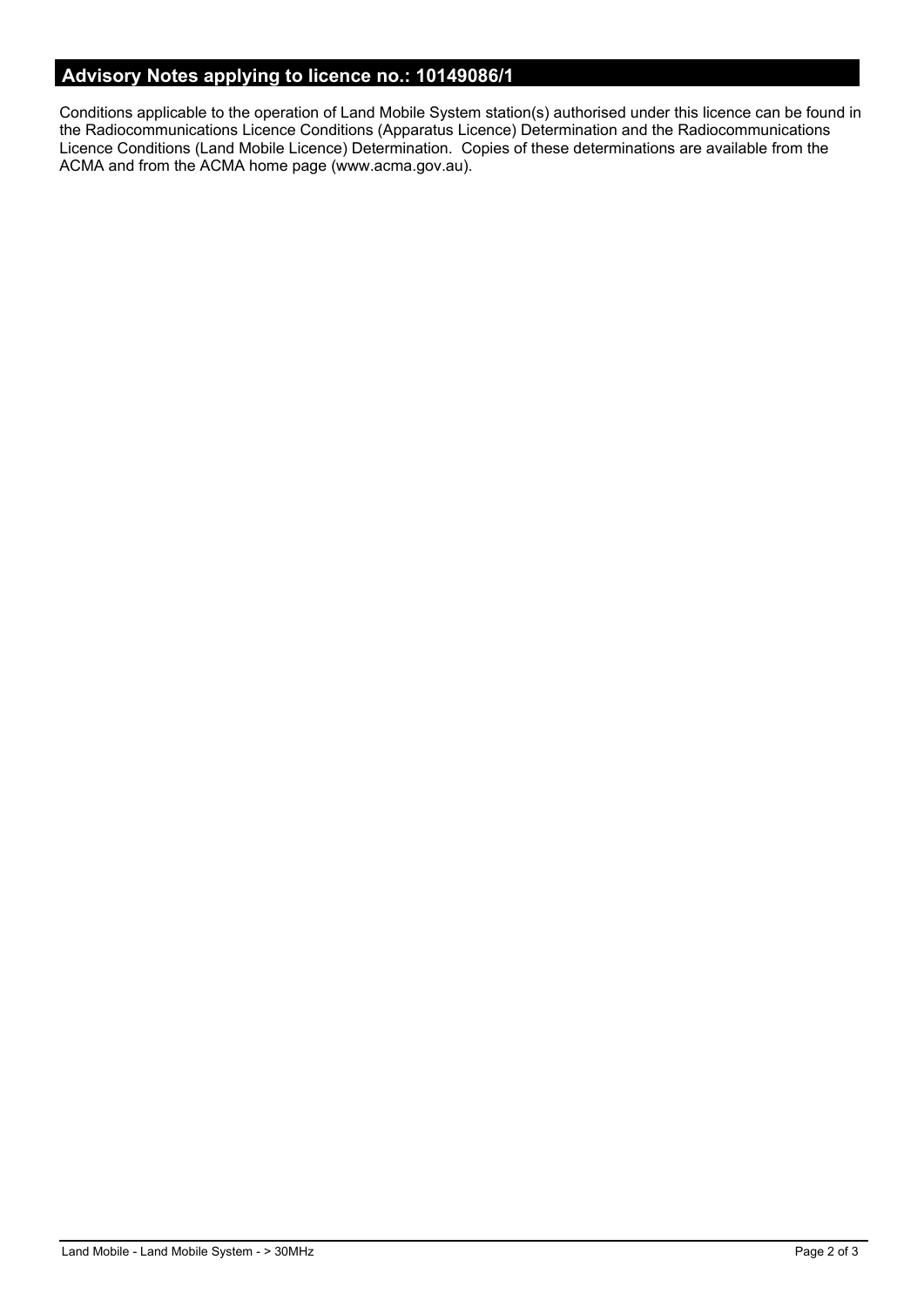## Advisory Notes applying to licence no.: 10149086/1

Conditions applicable to the operation of Land Mobile System station(s) authorised under this licence can be found in the Radiocommunications Licence Conditions (Apparatus Licence) Determination and the Radiocommunications Licence Conditions (Land Mobile Licence) Determination. Copies of these determinations are available from the ACMA and from the ACMA home page (www.acma.gov.au).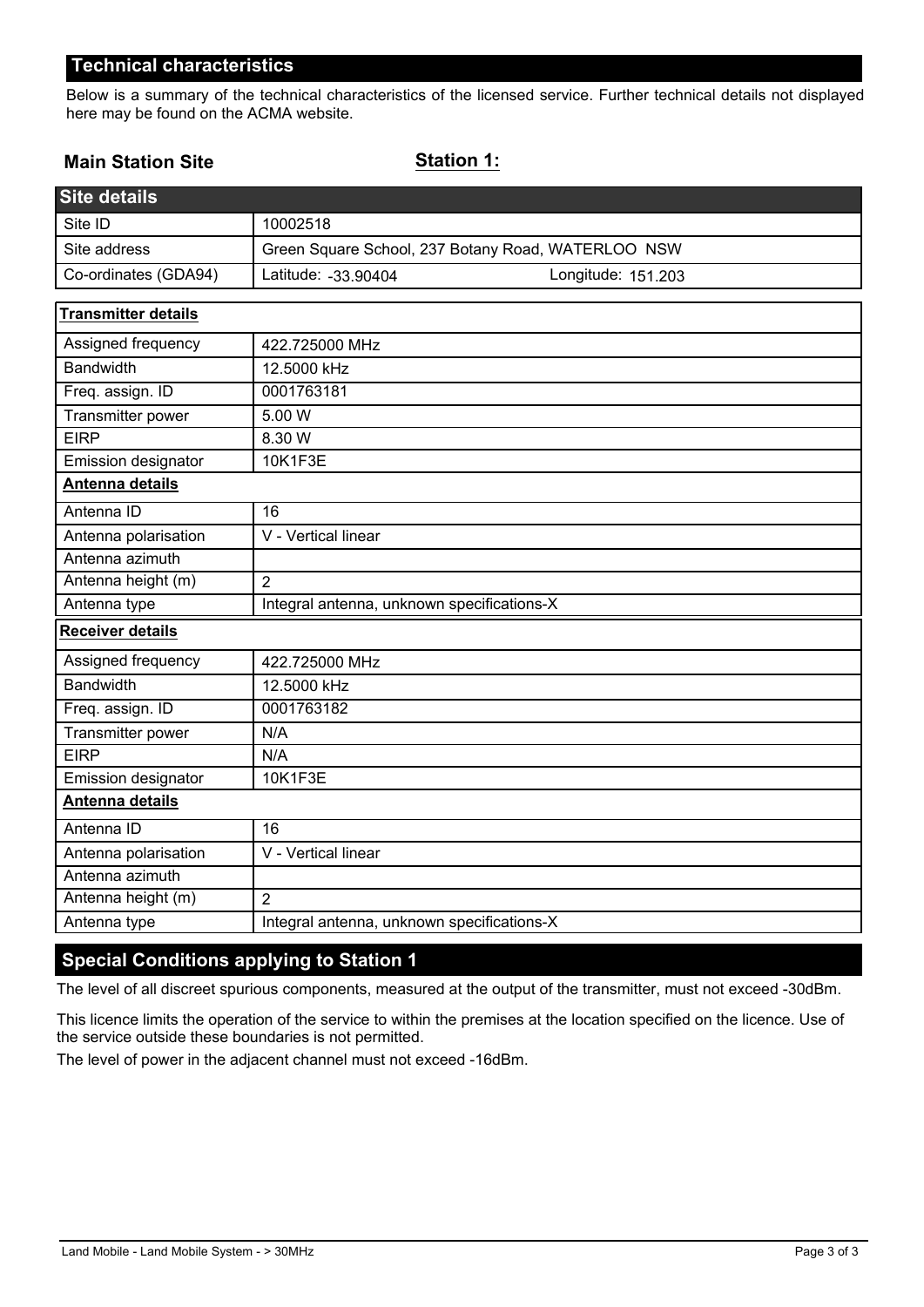## Technical characteristics

Below is a summary of the technical characteristics of the licensed service. Further technical details not displayed here may be found on the ACMA website.

**Main Station Site** **Station 1:**

### Site details

| | |
|---|---|
| Site ID | 10002518 |
| Site address | Green Square School, 237 Botany Road, WATERLOO NSW |
| Co-ordinates (GDA94) | Latitude: -33.90404 Longitude: 151.203 |

| | |
|---|---|
| **Transmitter details** | |
| Assigned frequency | 422.725000 MHz |
| Bandwidth | 12.5000 kHz |
| Freq. assign. ID | 0001763181 |
| Transmitter power | 5.00 W |
| EIRP | 8.30 W |
| Emission designator | 10K1F3E |
| **Antenna details** | |
| Antenna ID | 16 |
| Antenna polarisation | V - Vertical linear |
| Antenna azimuth | |
| Antenna height (m) | 2 |
| Antenna type | Integral antenna, unknown specifications-X |
| **Receiver details** | |
| Assigned frequency | 422.725000 MHz |
| Bandwidth | 12.5000 kHz |
| Freq. assign. ID | 0001763182 |
| Transmitter power | N/A |
| EIRP | N/A |
| Emission designator | 10K1F3E |
| **Antenna details** | |
| Antenna ID | 16 |
| Antenna polarisation | V - Vertical linear |
| Antenna azimuth | |
| Antenna height (m) | 2 |
| Antenna type | Integral antenna, unknown specifications-X |

## Special Conditions applying to Station 1

The level of all discreet spurious components, measured at the output of the transmitter, must not exceed -30dBm.

This licence limits the operation of the service to within the premises at the location specified on the licence. Use of the service outside these boundaries is not permitted.

The level of power in the adjacent channel must not exceed -16dBm.